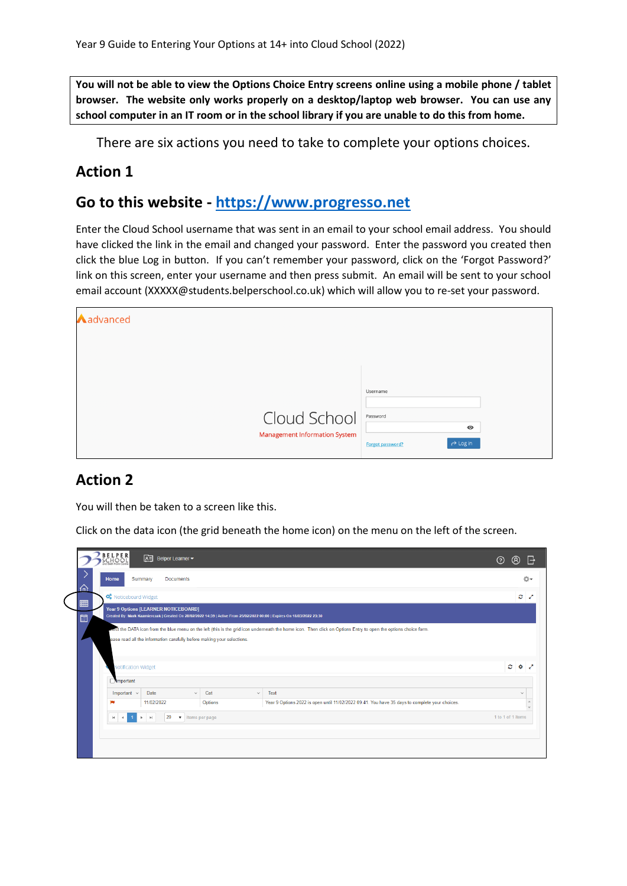Year 9 Guide to Entering Your Options at 14+ into Cloud School (2022)

**You will not be able to view the Options Choice Entry screens online using a mobile phone / tablet browser. The website only works properly on a desktop/laptop web browser. You can use any school computer in an IT room or in the school library if you are unable to do this from home.**

There are six actions you need to take to complete your options choices.

## Action 1

## Go to this website - [https://www.progresso.net](https://www.progresso.net)

Enter the Cloud School username that was sent in an email to your school email address. You should have clicked the link in the email and changed your password. Enter the password you created then click the blue Log in button. If you can't remember your password, click on the 'Forgot Password?' link on this screen, enter your username and then press submit. An email will be sent to your school email account (XXXXX@students.belperschool.co.uk) which will allow you to re-set your password.

## Action 2

You will then be taken to a screen like this.

Click on the data icon (the grid beneath the home icon) on the menu on the left of the screen.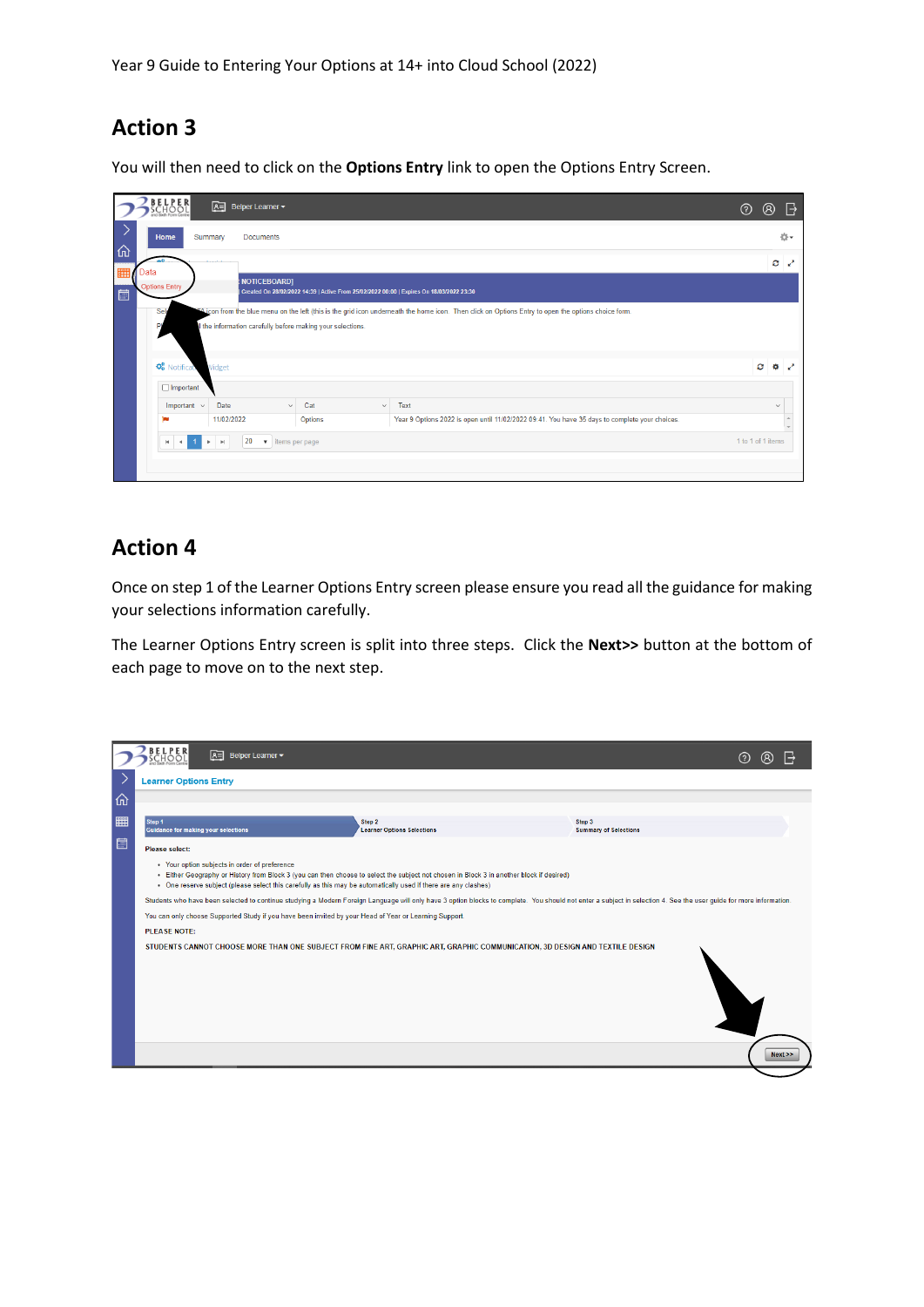## Action 3

You will then need to click on the **Options Entry** link to open the Options Entry Screen.

## Action 4

Once on step 1 of the Learner Options Entry screen please ensure you read all the guidance for making your selections information carefully.

The Learner Options Entry screen is split into three steps. Click the **Next>>** button at the bottom of each page to move on to the next step.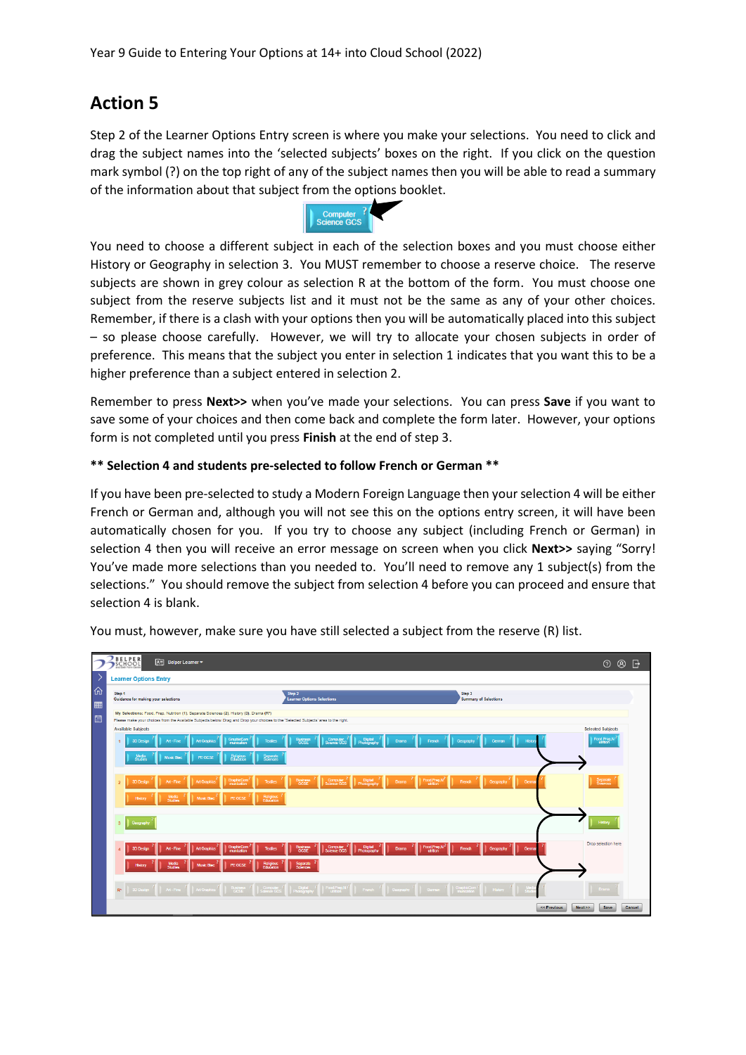## Action 5

Step 2 of the Learner Options Entry screen is where you make your selections. You need to click and drag the subject names into the 'selected subjects' boxes on the right. If you click on the question mark symbol (?) on the top right of any of the subject names then you will be able to read a summary of the information about that subject from the options booklet.

You need to choose a different subject in each of the selection boxes and you must choose either History or Geography in selection 3. You MUST remember to choose a reserve choice. The reserve subjects are shown in grey colour as selection R at the bottom of the form. You must choose one subject from the reserve subjects list and it must not be the same as any of your other choices. Remember, if there is a clash with your options then you will be automatically placed into this subject – so please choose carefully. However, we will try to allocate your chosen subjects in order of preference. This means that the subject you enter in selection 1 indicates that you want this to be a higher preference than a subject entered in selection 2.

Remember to press **Next>>** when you've made your selections. You can press **Save** if you want to save some of your choices and then come back and complete the form later. However, your options form is not completed until you press **Finish** at the end of step 3.

**\*\* Selection 4 and students pre-selected to follow French or German \*\***

If you have been pre-selected to study a Modern Foreign Language then your selection 4 will be either French or German and, although you will not see this on the options entry screen, it will have been automatically chosen for you. If you try to choose any subject (including French or German) in selection 4 then you will receive an error message on screen when you click **Next>>** saying "Sorry! You've made more selections than you needed to. You'll need to remove any 1 subject(s) from the selections." You should remove the subject from selection 4 before you can proceed and ensure that selection 4 is blank.

You must, however, make sure you have still selected a subject from the reserve (R) list.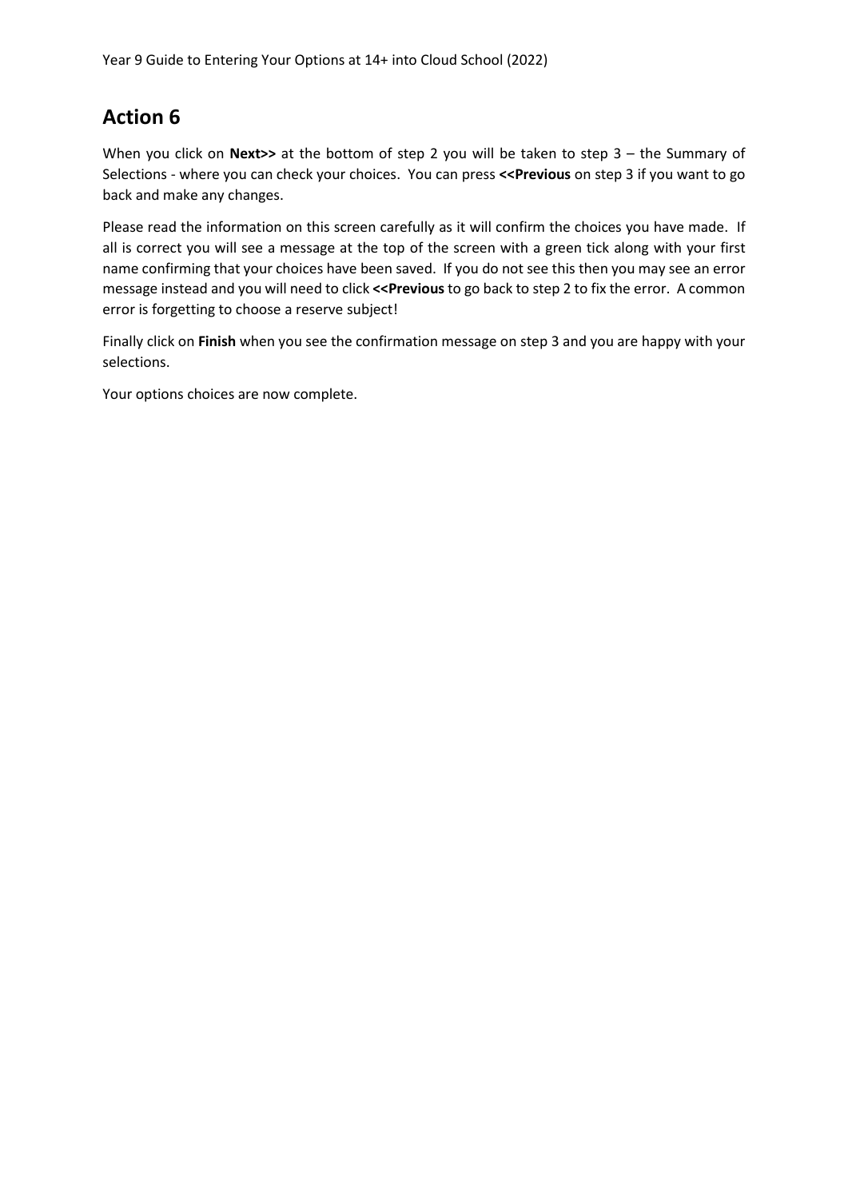## Action 6

When you click on **Next>>** at the bottom of step 2 you will be taken to step 3 – the Summary of Selections - where you can check your choices. You can press **<<Previous** on step 3 if you want to go back and make any changes.

Please read the information on this screen carefully as it will confirm the choices you have made. If all is correct you will see a message at the top of the screen with a green tick along with your first name confirming that your choices have been saved. If you do not see this then you may see an error message instead and you will need to click **<<Previous** to go back to step 2 to fix the error. A common error is forgetting to choose a reserve subject!

Finally click on **Finish** when you see the confirmation message on step 3 and you are happy with your selections.

Your options choices are now complete.